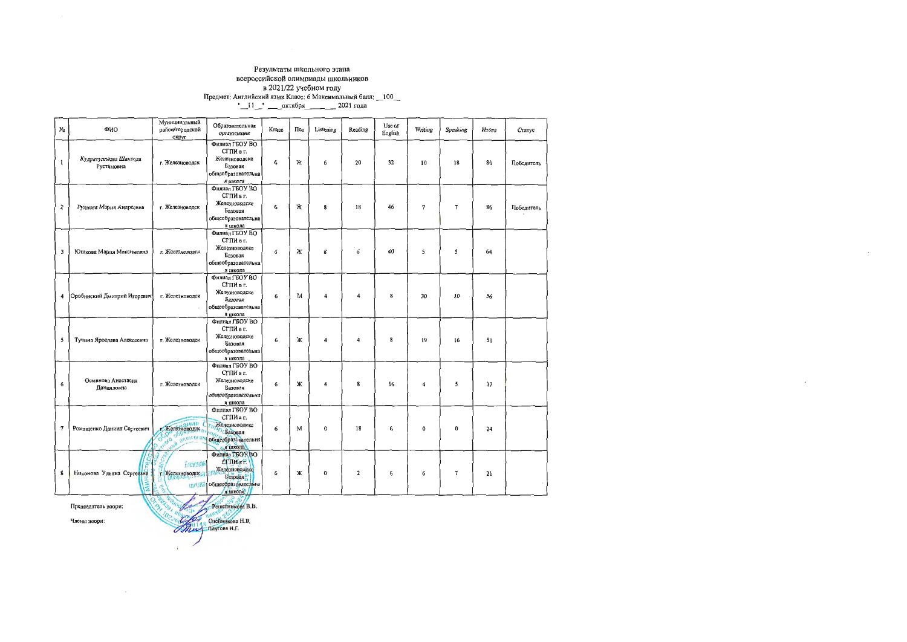Результаты школьного этапа
всероссийской олимпиады школьников
в 2021/22 учебном году
Предмет: Английский язык Класс: 6 Максимальный балл: __100__
"__11__" ____октября________ 2021 года

| № | ФИО | Муниципальный район/городской округ | Образовательная организация | Класс | Пол | Listening | Reading | Use of English | Writing | Speaking | Итого | Статус |
|---|---|---|---|---|---|---|---|---|---|---|---|---|
| 1 | Кудратуллаева Шахзода Рустамовна | г. Железноводск | Филиал ГБОУ ВО СГПИ в г. Железноводске Базовая общеобразовательная школа | 6 | Ж | 6 | 20 | 32 | 10 | 18 | 86 | Победитель |
| 2 | Руднева Мария Андреевна | г. Железноводск | Филиал ГБОУ ВО СГПИ в г. Железноводске Базовая общеобразовательная школа | 6 | Ж | 8 | 18 | 46 | 7 | 7 | 86 | Победитель |
| 3 | Юшкова Мария Максимовна | г. Железноводск | Филиал ГБОУ ВО СГПИ в г. Железноводске Базовая общеобразовательная школа | 6 | Ж | 8 | 6 | 40 | 5 | 5 | 64 | |
| 4 | Оробинский Дмитрий Игоревич | г. Железноводск | Филиал ГБОУ ВО СГПИ в г. Железноводске Базовая общеобразовательная школа | 6 | М | 4 | 4 | 8 | 30 | 10 | 56 | |
| 5 | Тучина Ярослава Алексеевна | г. Железноводск | Филиал ГБОУ ВО СГПИ в г. Железноводске Базовая общеобразовательная школа | 6 | Ж | 4 | 4 | 8 | 19 | 16 | 51 | |
| 6 | Османова Анастасия Даниловна | г. Железноводск | Филиал ГБОУ ВО СГПИ в г. Железноводске Базовая общеобразовательная школа | 6 | Ж | 4 | 8 | 16 | 4 | 5 | 37 | |
| 7 | Ромащенко Даниил Сергеевич | г. Железноводск | Филиал ГБОУ ВО СГПИ в г. Железноводске Базовая общеобразовательная школа | 6 | М | 0 | 18 | 6 | 0 | 0 | 24 | |
| 8 | Никонова Ульяна Сергеевна | г. Железноводск | Филиал ГБОУ ВО СГПИ в г. Железноводске Базовая общеобразовательная школа | 6 | Ж | 0 | 2 | 6 | 6 | 7 | 21 | |

Председатель жюри: Решетникова В.В.

Члены жюри: Овсянникова Н.В.
Плугова И.Г.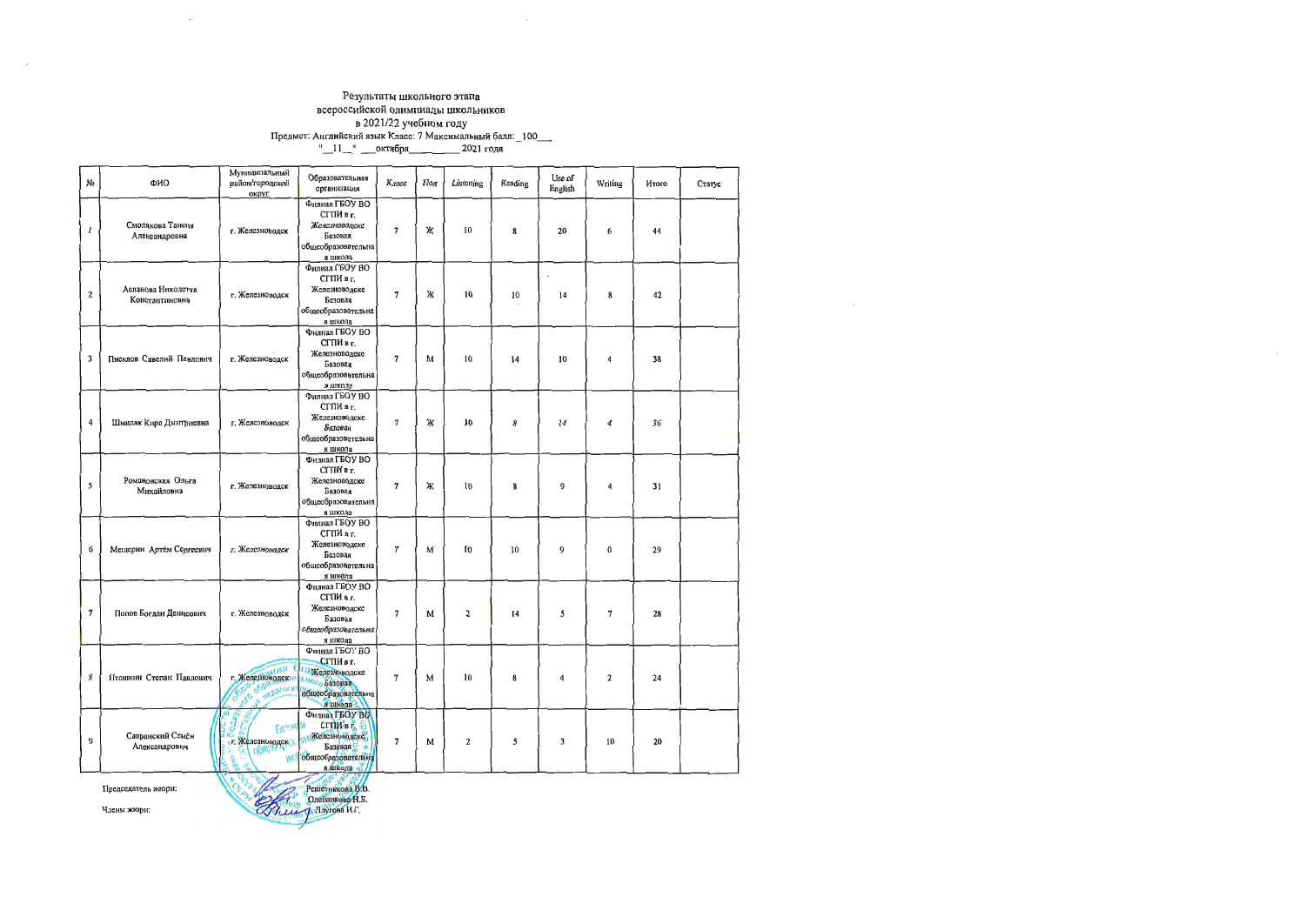Результаты школьного этапа
всероссийской олимпиады школьников
в 2021/22 учебном году
Предмет: Английский язык Класс: 7 Максимальный балл: _100___
"__11__" ___октября__________ 2021 года

| № | ФИО | Муниципальный район/городской округ | Образовательная организация | Класс | Пол | Listening | Reading | Use of English | Writing | Итого | Статус |
|---|---|---|---|---|---|---|---|---|---|---|---|
| 1 | Смолякова Таисия Александровна | г. Железноводск | Филиал ГБОУ ВО СГПИ в г. Железноводске Базовая общеобразовательная школа | 7 | Ж | 10 | 8 | 20 | 6 | 44 | |
| 2 | Асланова Николетта Константиновна | г. Железноводск | Филиал ГБОУ ВО СГПИ в г. Железноводске Базовая общеобразовательная школа | 7 | Ж | 10 | 10 | 14 | 8 | 42 | |
| 3 | Пшеклов Савелий Павлович | г. Железноводск | Филиал ГБОУ ВО СГПИ в г. Железноводске Базовая общеобразовательная школа | 7 | М | 10 | 14 | 10 | 4 | 38 | |
| 4 | Шмиляк Кира Дмитриевна | г. Железноводск | Филиал ГБОУ ВО СГПИ в г. Железноводске Базовая общеобразовательная школа | 7 | Ж | 10 | 8 | 14 | 4 | 36 | |
| 5 | Романовская Ольга Михайловна | г. Железноводск | Филиал ГБОУ ВО СГПИ в г. Железноводске Базовая общеобразовательная школа | 7 | Ж | 10 | 8 | 9 | 4 | 31 | |
| 6 | Мещерин Артём Сергеевич | г. Железноводск | Филиал ГБОУ ВО СГПИ в г. Железноводске Базовая общеобразовательная школа | 7 | М | 10 | 10 | 9 | 0 | 29 | |
| 7 | Попов Богдан Денисович | г. Железноводск | Филиал ГБОУ ВО СГПИ в г. Железноводске Базовая общеобразовательная школа | 7 | М | 2 | 14 | 5 | 7 | 28 | |
| 8 | Птенкин Степан Павлович | г. Железноводск | Филиал ГБОУ ВО СГПИ в г. Железноводске Базовая общеобразовательная школа | 7 | М | 10 | 8 | 4 | 2 | 24 | |
| 9 | Савранский Семён Александрович | г. Железноводск | Филиал ГБОУ ВО СГПИ в г. Железноводске Базовая общеобразовательная школа | 7 | М | 2 | 5 | 3 | 10 | 20 | |

Председатель жюри: Решетникова В.В.

Члены жюри: Олейникова Н.Б.
Плутова И.Г.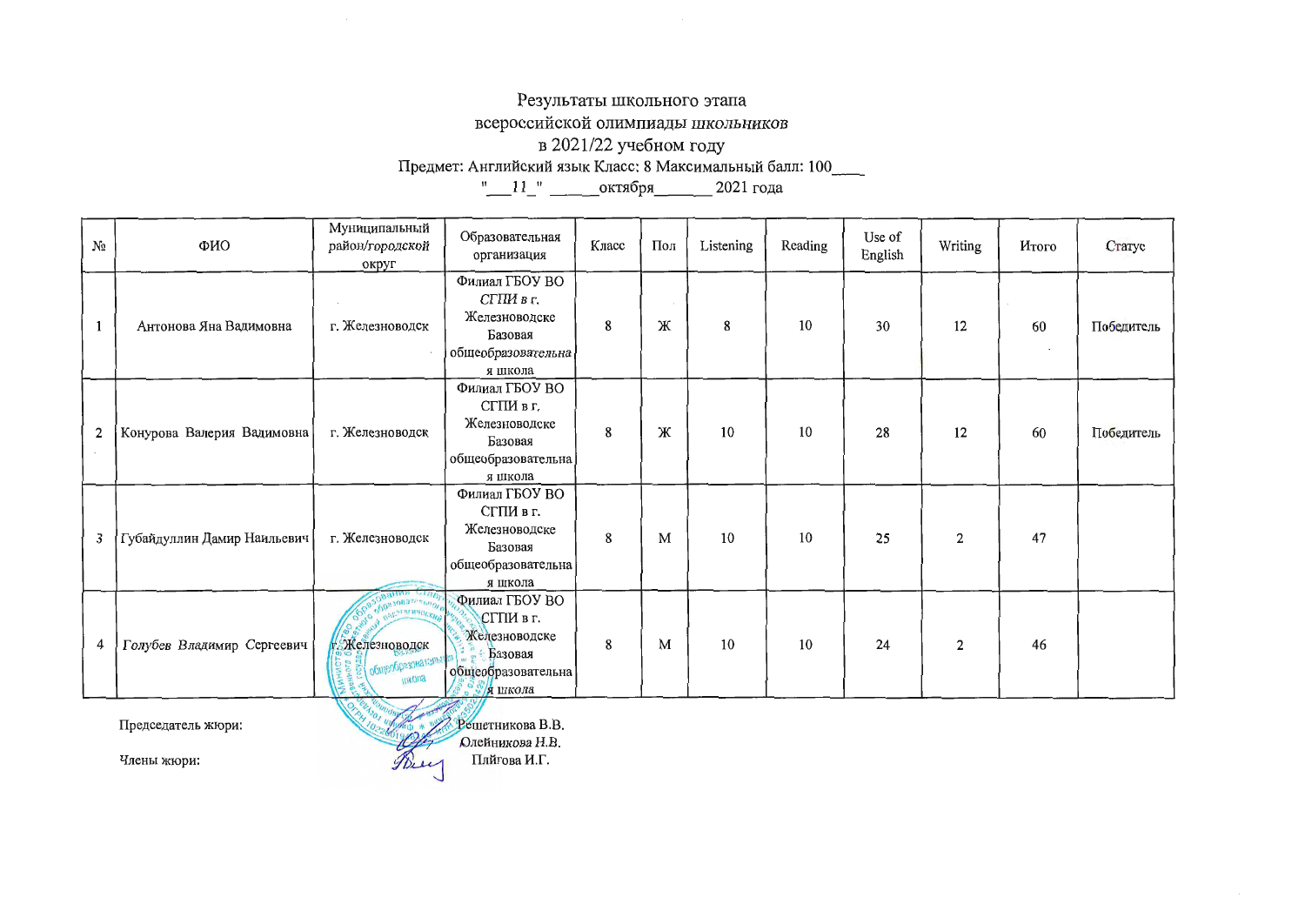Результаты школьного этапа
всероссийской олимпиады школьников
в 2021/22 учебном году
Предмет: Английский язык Класс: 8 Максимальный балл: 100___
"___11_" ______октября_______ 2021 года

| № | ФИО | Муниципальный район/городской округ | Образовательная организация | Класс | Пол | Listening | Reading | Use of English | Writing | Итого | Статус |
|---|---|---|---|---|---|---|---|---|---|---|---|
| 1 | Антонова Яна Вадимовна | г. Железноводск | Филиал ГБОУ ВО СГПИ в г. Железноводске Базовая общеобразовательная школа | 8 | Ж | 8 | 10 | 30 | 12 | 60 | Победитель |
| 2 | Конурова Валерия Вадимовна | г. Железноводск | Филиал ГБОУ ВО СГПИ в г. Железноводске Базовая общеобразовательная школа | 8 | Ж | 10 | 10 | 28 | 12 | 60 | Победитель |
| 3 | Губайдуллин Дамир Наильевич | г. Железноводск | Филиал ГБОУ ВО СГПИ в г. Железноводске Базовая общеобразовательная школа | 8 | М | 10 | 10 | 25 | 2 | 47 | |
| 4 | Голубев Владимир Сергеевич | г. Железноводск | Филиал ГБОУ ВО СГПИ в г. Железноводске Базовая общеобразовательная школа | 8 | М | 10 | 10 | 24 | 2 | 46 | |

Председатель жюри: Решетникова В.В.

Члены жюри: Олейникова Н.В.
Плйгова И.Г.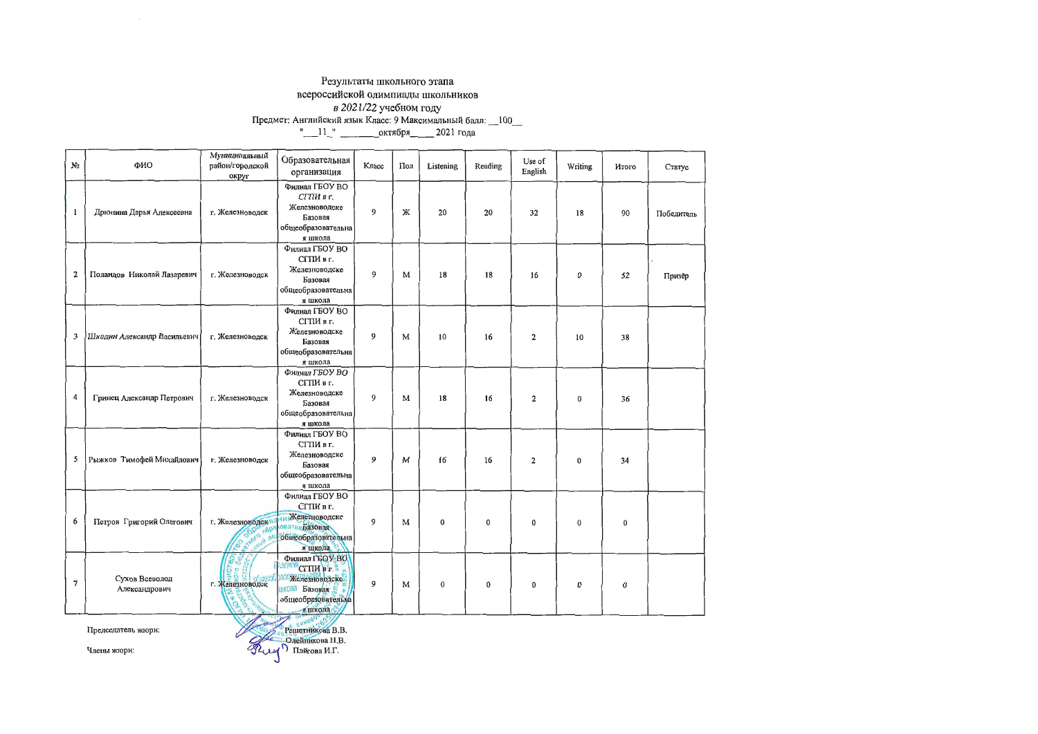Результаты школьного этапа
всероссийской олимпиады школьников
в 2021/22 учебном году
Предмет: Английский язык Класс: 9 Максимальный балл: __100__
"___11_" _______октября_____ 2021 года

| № | ФИО | Муниципальный район/городской округ | Образовательная организация | Класс | Пол | Listening | Reading | Use of English | Writing | Итого | Статус |
|---|---|---|---|---|---|---|---|---|---|---|---|
| 1 | Дрюпина Дарья Алексеевна | г. Железноводск | Филиал ГБОУ ВО СГПИ в г. Железноводске Базовая общеобразовательная школа | 9 | Ж | 20 | 20 | 32 | 18 | 90 | Победитель |
| 2 | Поландов Николай Лазаревич | г. Железноводск | Филиал ГБОУ ВО СГПИ в г. Железноводске Базовая общеобразовательная школа | 9 | М | 18 | 18 | 16 | 0 | 52 | Призёр |
| 3 | Шкодин Александр Васильевич | г. Железноводск | Филиал ГБОУ ВО СГПИ в г. Железноводске Базовая общеобразовательная школа | 9 | М | 10 | 16 | 2 | 10 | 38 | |
| 4 | Гринец Александр Петрович | г. Железноводск | Филиал ГБОУ ВО СГПИ в г. Железноводске Базовая общеобразовательная школа | 9 | М | 18 | 16 | 2 | 0 | 36 | |
| 5 | Рыжков Тимофей Михайлович | г. Железноводск | Филиал ГБОУ ВО СГПИ в г. Железноводске Базовая общеобразовательная школа | 9 | М | 16 | 16 | 2 | 0 | 34 | |
| 6 | Петров Григорий Олегович | г. Железноводск | Филиал ГБОУ ВО СГПИ в г. Железноводске Базовая общеобразовательная школа | 9 | М | 0 | 0 | 0 | 0 | 0 | |
| 7 | Сухов Всеволод Александрович | г. Железноводск | Филиал ГБОУ ВО СГПИ в г. Железноводске Базовая общеобразовательная школа | 9 | М | 0 | 0 | 0 | 0 | 0 | |

Председатель жюри: Решетникова В.В.

Члены жюри: Олейникова Н.В.
Пайгова И.Г.